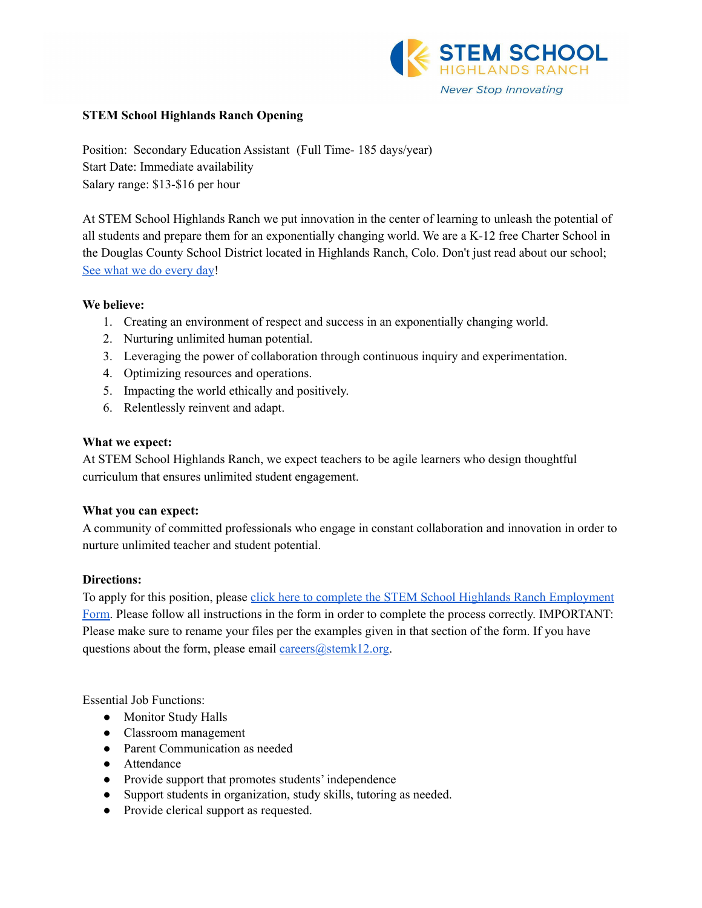STEM SCHOOL HIGHLANDS RANCH

*Never Stop Innovating*

**STEM School Highlands Ranch Opening**

Position: Secondary Education Assistant (Full Time- 185 days/year)
Start Date: Immediate availability
Salary range: $13-$16 per hour

At STEM School Highlands Ranch we put innovation in the center of learning to unleash the potential of all students and prepare them for an exponentially changing world. We are a K-12 free Charter School in the Douglas County School District located in Highlands Ranch, Colo. Don't just read about our school; See what we do every day!

**We believe:**

1. Creating an environment of respect and success in an exponentially changing world.
2. Nurturing unlimited human potential.
3. Leveraging the power of collaboration through continuous inquiry and experimentation.
4. Optimizing resources and operations.
5. Impacting the world ethically and positively.
6. Relentlessly reinvent and adapt.

**What we expect:**
At STEM School Highlands Ranch, we expect teachers to be agile learners who design thoughtful curriculum that ensures unlimited student engagement.

**What you can expect:**
A community of committed professionals who engage in constant collaboration and innovation in order to nurture unlimited teacher and student potential.

**Directions:**
To apply for this position, please click here to complete the STEM School Highlands Ranch Employment Form. Please follow all instructions in the form in order to complete the process correctly. IMPORTANT: Please make sure to rename your files per the examples given in that section of the form. If you have questions about the form, please email careers@stemk12.org.

Essential Job Functions:

- Monitor Study Halls
- Classroom management
- Parent Communication as needed
- Attendance
- Provide support that promotes students' independence
- Support students in organization, study skills, tutoring as needed.
- Provide clerical support as requested.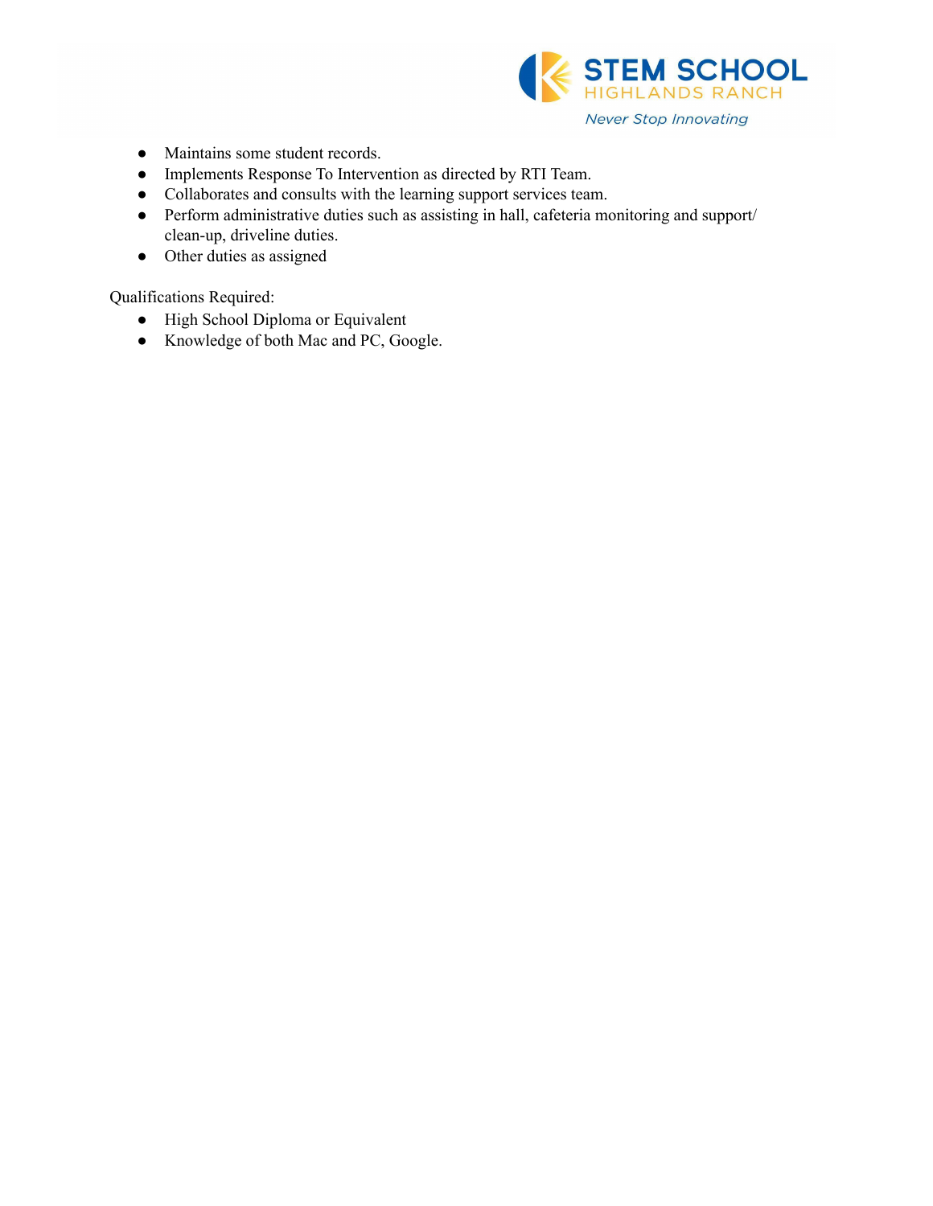- Maintains some student records.
- Implements Response To Intervention as directed by RTI Team.
- Collaborates and consults with the learning support services team.
- Perform administrative duties such as assisting in hall, cafeteria monitoring and support/ clean-up, driveline duties.
- Other duties as assigned

Qualifications Required:

- High School Diploma or Equivalent
- Knowledge of both Mac and PC, Google.